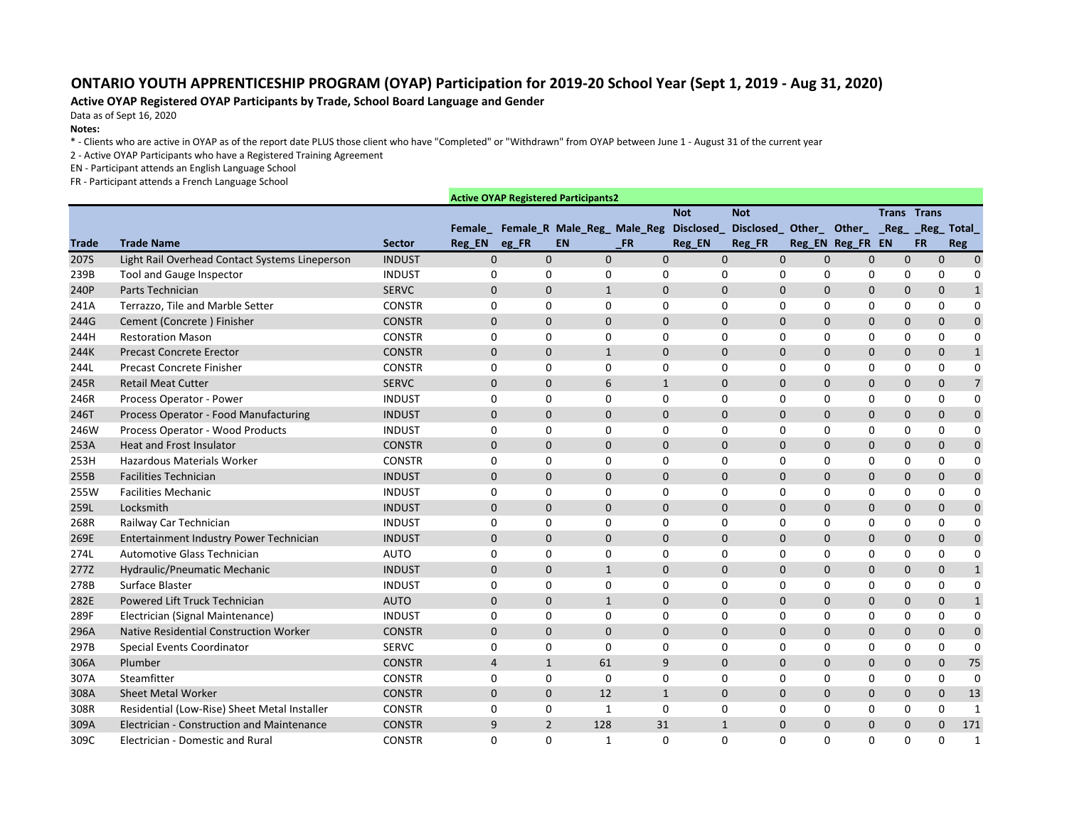# ONTARIO YOUTH APPRENTICESHIP PROGRAM (OYAP) Participation for 2019-20 School Year (Sept 1, 2019 - Aug 31, 2020)

**Active OYAP Registered OYAP Participants by Trade, School Board Language and Gender**

Data as of Sept 16, 2020

**Notes:**

* - Clients who are active in OYAP as of the report date PLUS those client who have "Completed" or "Withdrawn" from OYAP between June 1 - August 31 of the current year

2 - Active OYAP Participants who have a Registered Training Agreement

EN - Participant attends an English Language School

FR - Participant attends a French Language School

| | | | Active OYAP Registered Participants2 | | | | | | | | | | |
|---|---|---|---|---|---|---|---|---|---|---|---|---|---|
| Trade | Trade Name | Sector | Female_Reg_EN | Female_Reg_FR | Male_Reg_EN | Male_Reg_FR | Not Disclosed_Reg_EN | Not Disclosed_Reg_FR | Other_Reg_EN | Other_Reg_FR | Trans_Reg_EN | Trans_Reg_FR | Total_Reg |
| 207S | Light Rail Overhead Contact Systems Lineperson | INDUST | 0 | 0 | 0 | 0 | 0 | 0 | 0 | 0 | 0 | 0 | 0 |
| 239B | Tool and Gauge Inspector | INDUST | 0 | 0 | 0 | 0 | 0 | 0 | 0 | 0 | 0 | 0 | 0 |
| 240P | Parts Technician | SERVC | 0 | 0 | 1 | 0 | 0 | 0 | 0 | 0 | 0 | 0 | 1 |
| 241A | Terrazzo, Tile and Marble Setter | CONSTR | 0 | 0 | 0 | 0 | 0 | 0 | 0 | 0 | 0 | 0 | 0 |
| 244G | Cement (Concrete ) Finisher | CONSTR | 0 | 0 | 0 | 0 | 0 | 0 | 0 | 0 | 0 | 0 | 0 |
| 244H | Restoration Mason | CONSTR | 0 | 0 | 0 | 0 | 0 | 0 | 0 | 0 | 0 | 0 | 0 |
| 244K | Precast Concrete Erector | CONSTR | 0 | 0 | 1 | 0 | 0 | 0 | 0 | 0 | 0 | 0 | 1 |
| 244L | Precast Concrete Finisher | CONSTR | 0 | 0 | 0 | 0 | 0 | 0 | 0 | 0 | 0 | 0 | 0 |
| 245R | Retail Meat Cutter | SERVC | 0 | 0 | 6 | 1 | 0 | 0 | 0 | 0 | 0 | 0 | 7 |
| 246R | Process Operator - Power | INDUST | 0 | 0 | 0 | 0 | 0 | 0 | 0 | 0 | 0 | 0 | 0 |
| 246T | Process Operator - Food Manufacturing | INDUST | 0 | 0 | 0 | 0 | 0 | 0 | 0 | 0 | 0 | 0 | 0 |
| 246W | Process Operator - Wood Products | INDUST | 0 | 0 | 0 | 0 | 0 | 0 | 0 | 0 | 0 | 0 | 0 |
| 253A | Heat and Frost Insulator | CONSTR | 0 | 0 | 0 | 0 | 0 | 0 | 0 | 0 | 0 | 0 | 0 |
| 253H | Hazardous Materials Worker | CONSTR | 0 | 0 | 0 | 0 | 0 | 0 | 0 | 0 | 0 | 0 | 0 |
| 255B | Facilities Technician | INDUST | 0 | 0 | 0 | 0 | 0 | 0 | 0 | 0 | 0 | 0 | 0 |
| 255W | Facilities Mechanic | INDUST | 0 | 0 | 0 | 0 | 0 | 0 | 0 | 0 | 0 | 0 | 0 |
| 259L | Locksmith | INDUST | 0 | 0 | 0 | 0 | 0 | 0 | 0 | 0 | 0 | 0 | 0 |
| 268R | Railway Car Technician | INDUST | 0 | 0 | 0 | 0 | 0 | 0 | 0 | 0 | 0 | 0 | 0 |
| 269E | Entertainment Industry Power Technician | INDUST | 0 | 0 | 0 | 0 | 0 | 0 | 0 | 0 | 0 | 0 | 0 |
| 274L | Automotive Glass Technician | AUTO | 0 | 0 | 0 | 0 | 0 | 0 | 0 | 0 | 0 | 0 | 0 |
| 277Z | Hydraulic/Pneumatic Mechanic | INDUST | 0 | 0 | 1 | 0 | 0 | 0 | 0 | 0 | 0 | 0 | 1 |
| 278B | Surface Blaster | INDUST | 0 | 0 | 0 | 0 | 0 | 0 | 0 | 0 | 0 | 0 | 0 |
| 282E | Powered Lift Truck Technician | AUTO | 0 | 0 | 1 | 0 | 0 | 0 | 0 | 0 | 0 | 0 | 1 |
| 289F | Electrician (Signal Maintenance) | INDUST | 0 | 0 | 0 | 0 | 0 | 0 | 0 | 0 | 0 | 0 | 0 |
| 296A | Native Residential Construction Worker | CONSTR | 0 | 0 | 0 | 0 | 0 | 0 | 0 | 0 | 0 | 0 | 0 |
| 297B | Special Events Coordinator | SERVC | 0 | 0 | 0 | 0 | 0 | 0 | 0 | 0 | 0 | 0 | 0 |
| 306A | Plumber | CONSTR | 4 | 1 | 61 | 9 | 0 | 0 | 0 | 0 | 0 | 0 | 75 |
| 307A | Steamfitter | CONSTR | 0 | 0 | 0 | 0 | 0 | 0 | 0 | 0 | 0 | 0 | 0 |
| 308A | Sheet Metal Worker | CONSTR | 0 | 0 | 12 | 1 | 0 | 0 | 0 | 0 | 0 | 0 | 13 |
| 308R | Residential (Low-Rise) Sheet Metal Installer | CONSTR | 0 | 0 | 1 | 0 | 0 | 0 | 0 | 0 | 0 | 0 | 1 |
| 309A | Electrician - Construction and Maintenance | CONSTR | 9 | 2 | 128 | 31 | 1 | 0 | 0 | 0 | 0 | 0 | 171 |
| 309C | Electrician - Domestic and Rural | CONSTR | 0 | 0 | 1 | 0 | 0 | 0 | 0 | 0 | 0 | 0 | 1 |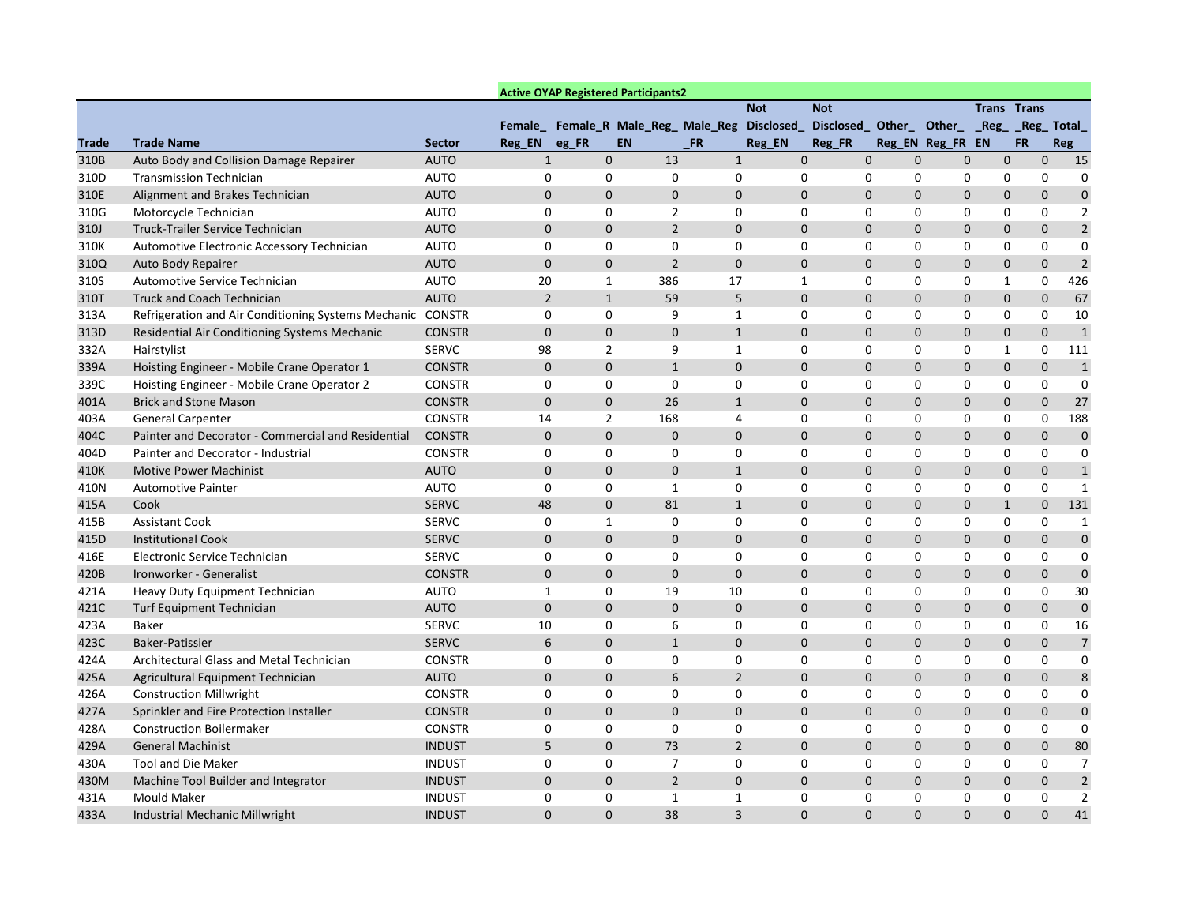| | | | Active OYAP Registered Participants2 | | | | | | | | | | |
|---|---|---|---|---|---|---|---|---|---|---|---|---|---|
| Trade | Trade Name | Sector | Female_Reg_EN | Female_Reg_FR | Male_Reg_EN | Male_Reg_FR | Not Disclosed_Reg_EN | Not Disclosed_Reg_FR | Other_Reg_EN | Other_Reg_FR | Trans_Reg_EN | Trans_Reg_FR | Total_Reg |
| 310B | Auto Body and Collision Damage Repairer | AUTO | 1 | 0 | 13 | 1 | 0 | 0 | 0 | 0 | 0 | 0 | 15 |
| 310D | Transmission Technician | AUTO | 0 | 0 | 0 | 0 | 0 | 0 | 0 | 0 | 0 | 0 | 0 |
| 310E | Alignment and Brakes Technician | AUTO | 0 | 0 | 0 | 0 | 0 | 0 | 0 | 0 | 0 | 0 | 0 |
| 310G | Motorcycle Technician | AUTO | 0 | 0 | 2 | 0 | 0 | 0 | 0 | 0 | 0 | 0 | 2 |
| 310J | Truck-Trailer Service Technician | AUTO | 0 | 0 | 2 | 0 | 0 | 0 | 0 | 0 | 0 | 0 | 2 |
| 310K | Automotive Electronic Accessory Technician | AUTO | 0 | 0 | 0 | 0 | 0 | 0 | 0 | 0 | 0 | 0 | 0 |
| 310Q | Auto Body Repairer | AUTO | 0 | 0 | 2 | 0 | 0 | 0 | 0 | 0 | 0 | 0 | 2 |
| 310S | Automotive Service Technician | AUTO | 20 | 1 | 386 | 17 | 1 | 0 | 0 | 0 | 1 | 0 | 426 |
| 310T | Truck and Coach Technician | AUTO | 2 | 1 | 59 | 5 | 0 | 0 | 0 | 0 | 0 | 0 | 67 |
| 313A | Refrigeration and Air Conditioning Systems Mechanic | CONSTR | 0 | 0 | 9 | 1 | 0 | 0 | 0 | 0 | 0 | 0 | 10 |
| 313D | Residential Air Conditioning Systems Mechanic | CONSTR | 0 | 0 | 0 | 1 | 0 | 0 | 0 | 0 | 0 | 0 | 1 |
| 332A | Hairstylist | SERVC | 98 | 2 | 9 | 1 | 0 | 0 | 0 | 0 | 1 | 0 | 111 |
| 339A | Hoisting Engineer - Mobile Crane Operator 1 | CONSTR | 0 | 0 | 1 | 0 | 0 | 0 | 0 | 0 | 0 | 0 | 1 |
| 339C | Hoisting Engineer - Mobile Crane Operator 2 | CONSTR | 0 | 0 | 0 | 0 | 0 | 0 | 0 | 0 | 0 | 0 | 0 |
| 401A | Brick and Stone Mason | CONSTR | 0 | 0 | 26 | 1 | 0 | 0 | 0 | 0 | 0 | 0 | 27 |
| 403A | General Carpenter | CONSTR | 14 | 2 | 168 | 4 | 0 | 0 | 0 | 0 | 0 | 0 | 188 |
| 404C | Painter and Decorator - Commercial and Residential | CONSTR | 0 | 0 | 0 | 0 | 0 | 0 | 0 | 0 | 0 | 0 | 0 |
| 404D | Painter and Decorator - Industrial | CONSTR | 0 | 0 | 0 | 0 | 0 | 0 | 0 | 0 | 0 | 0 | 0 |
| 410K | Motive Power Machinist | AUTO | 0 | 0 | 0 | 1 | 0 | 0 | 0 | 0 | 0 | 0 | 1 |
| 410N | Automotive Painter | AUTO | 0 | 0 | 1 | 0 | 0 | 0 | 0 | 0 | 0 | 0 | 1 |
| 415A | Cook | SERVC | 48 | 0 | 81 | 1 | 0 | 0 | 0 | 0 | 1 | 0 | 131 |
| 415B | Assistant Cook | SERVC | 0 | 1 | 0 | 0 | 0 | 0 | 0 | 0 | 0 | 0 | 1 |
| 415D | Institutional Cook | SERVC | 0 | 0 | 0 | 0 | 0 | 0 | 0 | 0 | 0 | 0 | 0 |
| 416E | Electronic Service Technician | SERVC | 0 | 0 | 0 | 0 | 0 | 0 | 0 | 0 | 0 | 0 | 0 |
| 420B | Ironworker - Generalist | CONSTR | 0 | 0 | 0 | 0 | 0 | 0 | 0 | 0 | 0 | 0 | 0 |
| 421A | Heavy Duty Equipment Technician | AUTO | 1 | 0 | 19 | 10 | 0 | 0 | 0 | 0 | 0 | 0 | 30 |
| 421C | Turf Equipment Technician | AUTO | 0 | 0 | 0 | 0 | 0 | 0 | 0 | 0 | 0 | 0 | 0 |
| 423A | Baker | SERVC | 10 | 0 | 6 | 0 | 0 | 0 | 0 | 0 | 0 | 0 | 16 |
| 423C | Baker-Patissier | SERVC | 6 | 0 | 1 | 0 | 0 | 0 | 0 | 0 | 0 | 0 | 7 |
| 424A | Architectural Glass and Metal Technician | CONSTR | 0 | 0 | 0 | 0 | 0 | 0 | 0 | 0 | 0 | 0 | 0 |
| 425A | Agricultural Equipment Technician | AUTO | 0 | 0 | 6 | 2 | 0 | 0 | 0 | 0 | 0 | 0 | 8 |
| 426A | Construction Millwright | CONSTR | 0 | 0 | 0 | 0 | 0 | 0 | 0 | 0 | 0 | 0 | 0 |
| 427A | Sprinkler and Fire Protection Installer | CONSTR | 0 | 0 | 0 | 0 | 0 | 0 | 0 | 0 | 0 | 0 | 0 |
| 428A | Construction Boilermaker | CONSTR | 0 | 0 | 0 | 0 | 0 | 0 | 0 | 0 | 0 | 0 | 0 |
| 429A | General Machinist | INDUST | 5 | 0 | 73 | 2 | 0 | 0 | 0 | 0 | 0 | 0 | 80 |
| 430A | Tool and Die Maker | INDUST | 0 | 0 | 7 | 0 | 0 | 0 | 0 | 0 | 0 | 0 | 7 |
| 430M | Machine Tool Builder and Integrator | INDUST | 0 | 0 | 2 | 0 | 0 | 0 | 0 | 0 | 0 | 0 | 2 |
| 431A | Mould Maker | INDUST | 0 | 0 | 1 | 1 | 0 | 0 | 0 | 0 | 0 | 0 | 2 |
| 433A | Industrial Mechanic Millwright | INDUST | 0 | 0 | 38 | 3 | 0 | 0 | 0 | 0 | 0 | 0 | 41 |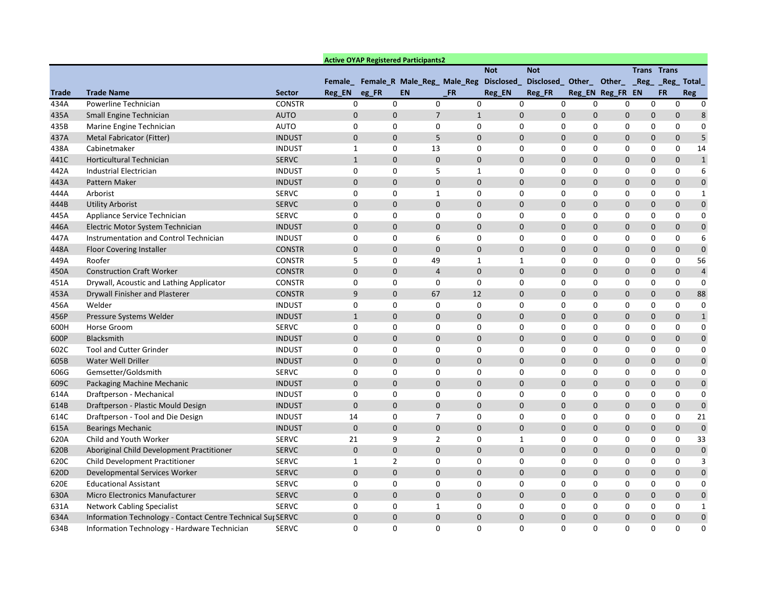| | | | Active OYAP Registered Participants2 | | | | | | | | | | |
|---|---|---|---|---|---|---|---|---|---|---|---|---|---|
| Trade | Trade Name | Sector | Female_Reg_EN | Female_Reg_FR | Male_Reg_EN | Male_Reg_FR | Not Disclosed_Reg_EN | Not Disclosed_Reg_FR | Other_Reg_EN | Other_Reg_FR | Trans_Reg_EN | Trans_Reg_FR | Total_Reg |
| 434A | Powerline Technician | CONSTR | 0 | 0 | 0 | 0 | 0 | 0 | 0 | 0 | 0 | 0 | 0 |
| 435A | Small Engine Technician | AUTO | 0 | 0 | 7 | 1 | 0 | 0 | 0 | 0 | 0 | 0 | 8 |
| 435B | Marine Engine Technician | AUTO | 0 | 0 | 0 | 0 | 0 | 0 | 0 | 0 | 0 | 0 | 0 |
| 437A | Metal Fabricator (Fitter) | INDUST | 0 | 0 | 5 | 0 | 0 | 0 | 0 | 0 | 0 | 0 | 5 |
| 438A | Cabinetmaker | INDUST | 1 | 0 | 13 | 0 | 0 | 0 | 0 | 0 | 0 | 0 | 14 |
| 441C | Horticultural Technician | SERVC | 1 | 0 | 0 | 0 | 0 | 0 | 0 | 0 | 0 | 0 | 1 |
| 442A | Industrial Electrician | INDUST | 0 | 0 | 5 | 1 | 0 | 0 | 0 | 0 | 0 | 0 | 6 |
| 443A | Pattern Maker | INDUST | 0 | 0 | 0 | 0 | 0 | 0 | 0 | 0 | 0 | 0 | 0 |
| 444A | Arborist | SERVC | 0 | 0 | 1 | 0 | 0 | 0 | 0 | 0 | 0 | 0 | 1 |
| 444B | Utility Arborist | SERVC | 0 | 0 | 0 | 0 | 0 | 0 | 0 | 0 | 0 | 0 | 0 |
| 445A | Appliance Service Technician | SERVC | 0 | 0 | 0 | 0 | 0 | 0 | 0 | 0 | 0 | 0 | 0 |
| 446A | Electric Motor System Technician | INDUST | 0 | 0 | 0 | 0 | 0 | 0 | 0 | 0 | 0 | 0 | 0 |
| 447A | Instrumentation and Control Technician | INDUST | 0 | 0 | 6 | 0 | 0 | 0 | 0 | 0 | 0 | 0 | 6 |
| 448A | Floor Covering Installer | CONSTR | 0 | 0 | 0 | 0 | 0 | 0 | 0 | 0 | 0 | 0 | 0 |
| 449A | Roofer | CONSTR | 5 | 0 | 49 | 1 | 1 | 0 | 0 | 0 | 0 | 0 | 56 |
| 450A | Construction Craft Worker | CONSTR | 0 | 0 | 4 | 0 | 0 | 0 | 0 | 0 | 0 | 0 | 4 |
| 451A | Drywall, Acoustic and Lathing Applicator | CONSTR | 0 | 0 | 0 | 0 | 0 | 0 | 0 | 0 | 0 | 0 | 0 |
| 453A | Drywall Finisher and Plasterer | CONSTR | 9 | 0 | 67 | 12 | 0 | 0 | 0 | 0 | 0 | 0 | 88 |
| 456A | Welder | INDUST | 0 | 0 | 0 | 0 | 0 | 0 | 0 | 0 | 0 | 0 | 0 |
| 456P | Pressure Systems Welder | INDUST | 1 | 0 | 0 | 0 | 0 | 0 | 0 | 0 | 0 | 0 | 1 |
| 600H | Horse Groom | SERVC | 0 | 0 | 0 | 0 | 0 | 0 | 0 | 0 | 0 | 0 | 0 |
| 600P | Blacksmith | INDUST | 0 | 0 | 0 | 0 | 0 | 0 | 0 | 0 | 0 | 0 | 0 |
| 602C | Tool and Cutter Grinder | INDUST | 0 | 0 | 0 | 0 | 0 | 0 | 0 | 0 | 0 | 0 | 0 |
| 605B | Water Well Driller | INDUST | 0 | 0 | 0 | 0 | 0 | 0 | 0 | 0 | 0 | 0 | 0 |
| 606G | Gemsetter/Goldsmith | SERVC | 0 | 0 | 0 | 0 | 0 | 0 | 0 | 0 | 0 | 0 | 0 |
| 609C | Packaging Machine Mechanic | INDUST | 0 | 0 | 0 | 0 | 0 | 0 | 0 | 0 | 0 | 0 | 0 |
| 614A | Draftperson - Mechanical | INDUST | 0 | 0 | 0 | 0 | 0 | 0 | 0 | 0 | 0 | 0 | 0 |
| 614B | Draftperson - Plastic Mould Design | INDUST | 0 | 0 | 0 | 0 | 0 | 0 | 0 | 0 | 0 | 0 | 0 |
| 614C | Draftperson - Tool and Die Design | INDUST | 14 | 0 | 7 | 0 | 0 | 0 | 0 | 0 | 0 | 0 | 21 |
| 615A | Bearings Mechanic | INDUST | 0 | 0 | 0 | 0 | 0 | 0 | 0 | 0 | 0 | 0 | 0 |
| 620A | Child and Youth Worker | SERVC | 21 | 9 | 2 | 0 | 1 | 0 | 0 | 0 | 0 | 0 | 33 |
| 620B | Aboriginal Child Development Practitioner | SERVC | 0 | 0 | 0 | 0 | 0 | 0 | 0 | 0 | 0 | 0 | 0 |
| 620C | Child Development Practitioner | SERVC | 1 | 2 | 0 | 0 | 0 | 0 | 0 | 0 | 0 | 0 | 3 |
| 620D | Developmental Services Worker | SERVC | 0 | 0 | 0 | 0 | 0 | 0 | 0 | 0 | 0 | 0 | 0 |
| 620E | Educational Assistant | SERVC | 0 | 0 | 0 | 0 | 0 | 0 | 0 | 0 | 0 | 0 | 0 |
| 630A | Micro Electronics Manufacturer | SERVC | 0 | 0 | 0 | 0 | 0 | 0 | 0 | 0 | 0 | 0 | 0 |
| 631A | Network Cabling Specialist | SERVC | 0 | 0 | 1 | 0 | 0 | 0 | 0 | 0 | 0 | 0 | 1 |
| 634A | Information Technology - Contact Centre Technical Sup | SERVC | 0 | 0 | 0 | 0 | 0 | 0 | 0 | 0 | 0 | 0 | 0 |
| 634B | Information Technology - Hardware Technician | SERVC | 0 | 0 | 0 | 0 | 0 | 0 | 0 | 0 | 0 | 0 | 0 |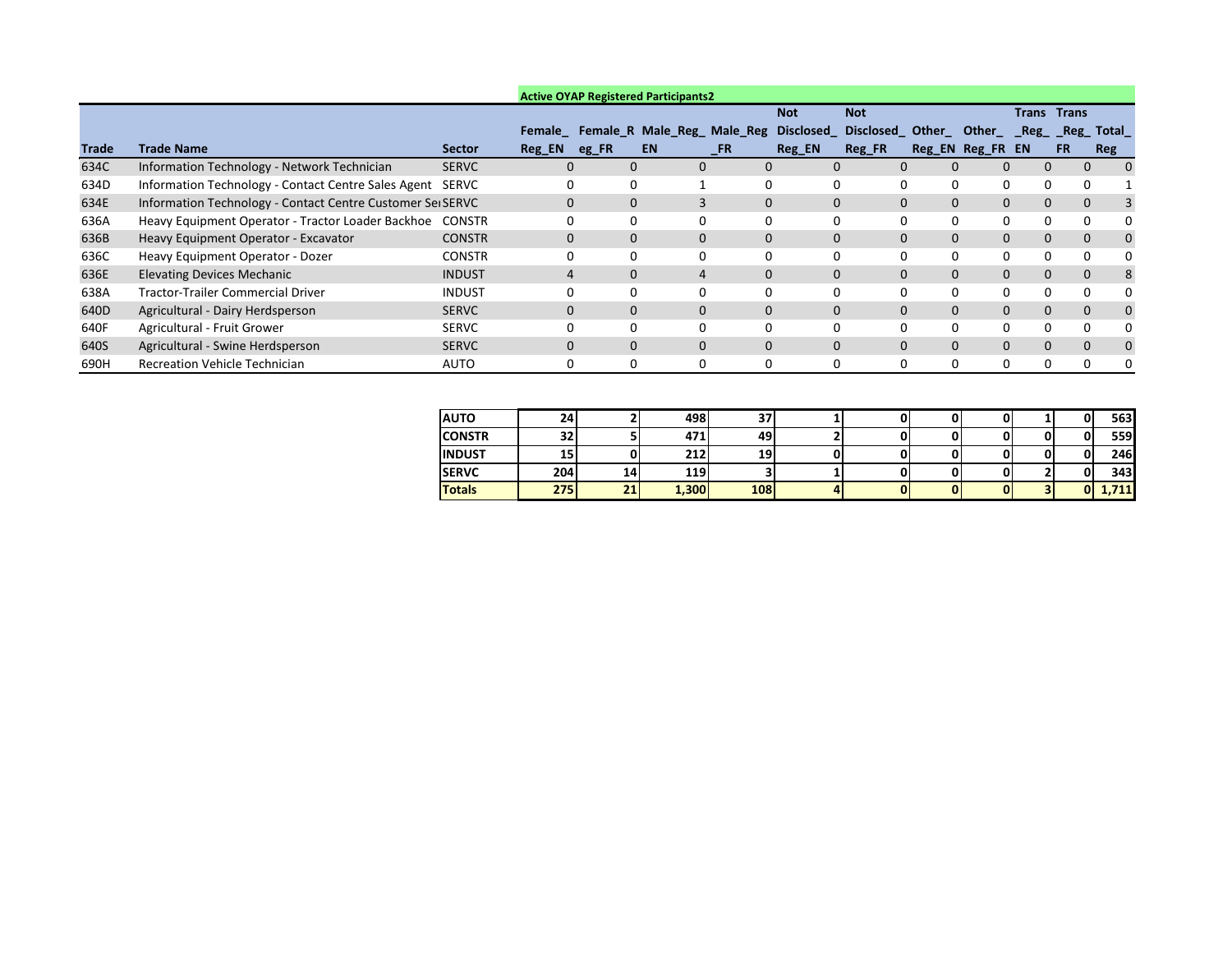**Active OYAP Registered Participants2**

| Trade | Trade Name | Sector | Female_Reg_EN | Female_Reg_FR | Male_Reg_EN | Male_Reg_FR | Not Disclosed_Reg_EN | Not Disclosed_Reg_FR | Other_Reg_EN | Other_Reg_FR | Trans_Reg_EN | Trans_Reg_FR | Total_Reg |
|---|---|---|---|---|---|---|---|---|---|---|---|---|---|
| 634C | Information Technology - Network Technician | SERVC | 0 | 0 | 0 | 0 | 0 | 0 | 0 | 0 | 0 | 0 | 0 |
| 634D | Information Technology - Contact Centre Sales Agent | SERVC | 0 | 0 | 1 | 0 | 0 | 0 | 0 | 0 | 0 | 0 | 1 |
| 634E | Information Technology - Contact Centre Customer Ser | SERVC | 0 | 0 | 3 | 0 | 0 | 0 | 0 | 0 | 0 | 0 | 3 |
| 636A | Heavy Equipment Operator - Tractor Loader Backhoe | CONSTR | 0 | 0 | 0 | 0 | 0 | 0 | 0 | 0 | 0 | 0 | 0 |
| 636B | Heavy Equipment Operator - Excavator | CONSTR | 0 | 0 | 0 | 0 | 0 | 0 | 0 | 0 | 0 | 0 | 0 |
| 636C | Heavy Equipment Operator - Dozer | CONSTR | 0 | 0 | 0 | 0 | 0 | 0 | 0 | 0 | 0 | 0 | 0 |
| 636E | Elevating Devices Mechanic | INDUST | 4 | 0 | 4 | 0 | 0 | 0 | 0 | 0 | 0 | 0 | 8 |
| 638A | Tractor-Trailer Commercial Driver | INDUST | 0 | 0 | 0 | 0 | 0 | 0 | 0 | 0 | 0 | 0 | 0 |
| 640D | Agricultural - Dairy Herdsperson | SERVC | 0 | 0 | 0 | 0 | 0 | 0 | 0 | 0 | 0 | 0 | 0 |
| 640F | Agricultural - Fruit Grower | SERVC | 0 | 0 | 0 | 0 | 0 | 0 | 0 | 0 | 0 | 0 | 0 |
| 640S | Agricultural - Swine Herdsperson | SERVC | 0 | 0 | 0 | 0 | 0 | 0 | 0 | 0 | 0 | 0 | 0 |
| 690H | Recreation Vehicle Technician | AUTO | 0 | 0 | 0 | 0 | 0 | 0 | 0 | 0 | 0 | 0 | 0 |

| | | | | | | | | | | | |
|---|---|---|---|---|---|---|---|---|---|---|---|
| **AUTO** | **24** | **2** | **498** | **37** | **1** | **0** | **0** | **0** | **1** | **0** | **563** |
| **CONSTR** | **32** | **5** | **471** | **49** | **2** | **0** | **0** | **0** | **0** | **0** | **559** |
| **INDUST** | **15** | **0** | **212** | **19** | **0** | **0** | **0** | **0** | **0** | **0** | **246** |
| **SERVC** | **204** | **14** | **119** | **3** | **1** | **0** | **0** | **0** | **2** | **0** | **343** |
| **Totals** | **275** | **21** | **1,300** | **108** | **4** | **0** | **0** | **0** | **3** | **0** | **1,711** |